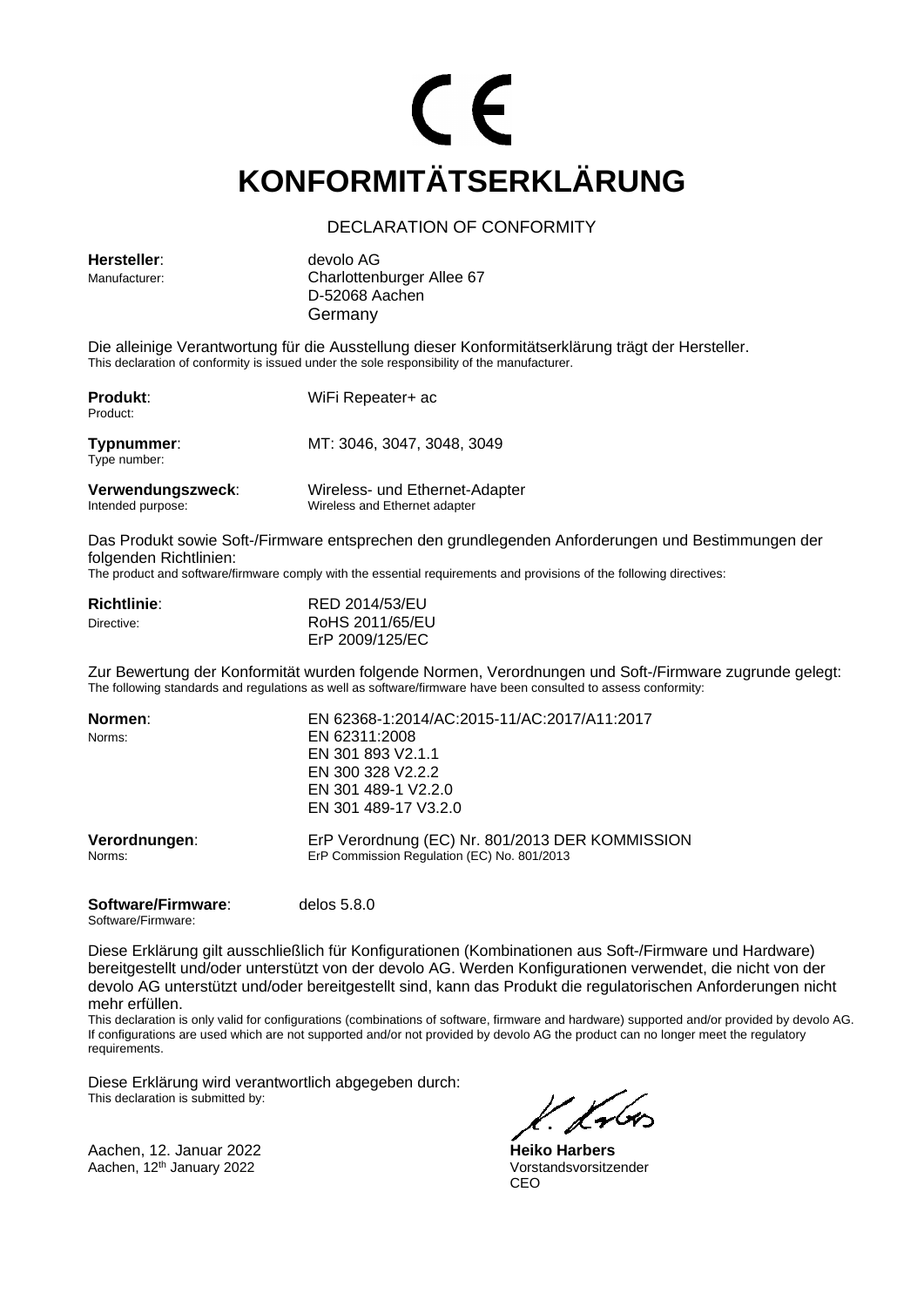CE

# KONFORMITÄTSERKLÄRUNG

DECLARATION OF CONFORMITY

**Hersteller**:
Manufacturer:

devolo AG
Charlottenburger Allee 67
D-52068 Aachen
Germany

Die alleinige Verantwortung für die Ausstellung dieser Konformitätserklärung trägt der Hersteller.
This declaration of conformity is issued under the sole responsibility of the manufacturer.

**Produkt**:
Product:

WiFi Repeater+ ac

**Typnummer**:
Type number:

MT: 3046, 3047, 3048, 3049

**Verwendungszweck**:
Intended purpose:

Wireless- und Ethernet-Adapter
Wireless and Ethernet adapter

Das Produkt sowie Soft-/Firmware entsprechen den grundlegenden Anforderungen und Bestimmungen der folgenden Richtlinien:
The product and software/firmware comply with the essential requirements and provisions of the following directives:

**Richtlinie**:
Directive:

RED 2014/53/EU
RoHS 2011/65/EU
ErP 2009/125/EC

Zur Bewertung der Konformität wurden folgende Normen, Verordnungen und Soft-/Firmware zugrunde gelegt:
The following standards and regulations as well as software/firmware have been consulted to assess conformity:

**Normen**:
Norms:

EN 62368-1:2014/AC:2015-11/AC:2017/A11:2017
EN 62311:2008
EN 301 893 V2.1.1
EN 300 328 V2.2.2
EN 301 489-1 V2.2.0
EN 301 489-17 V3.2.0

**Verordnungen**:
Norms:

ErP Verordnung (EC) Nr. 801/2013 DER KOMMISSION
ErP Commission Regulation (EC) No. 801/2013

**Software/Firmware**:
Software/Firmware:

delos 5.8.0

Diese Erklärung gilt ausschließlich für Konfigurationen (Kombinationen aus Soft-/Firmware und Hardware) bereitgestellt und/oder unterstützt von der devolo AG. Werden Konfigurationen verwendet, die nicht von der devolo AG unterstützt und/oder bereitgestellt sind, kann das Produkt die regulatorischen Anforderungen nicht mehr erfüllen.
This declaration is only valid for configurations (combinations of software, firmware and hardware) supported and/or provided by devolo AG. If configurations are used which are not supported and/or not provided by devolo AG the product can no longer meet the regulatory requirements.

Diese Erklärung wird verantwortlich abgegeben durch:
This declaration is submitted by:

Aachen, 12. Januar 2022
Aachen, 12th January 2022

**Heiko Harbers**
Vorstandsvorsitzender
CEO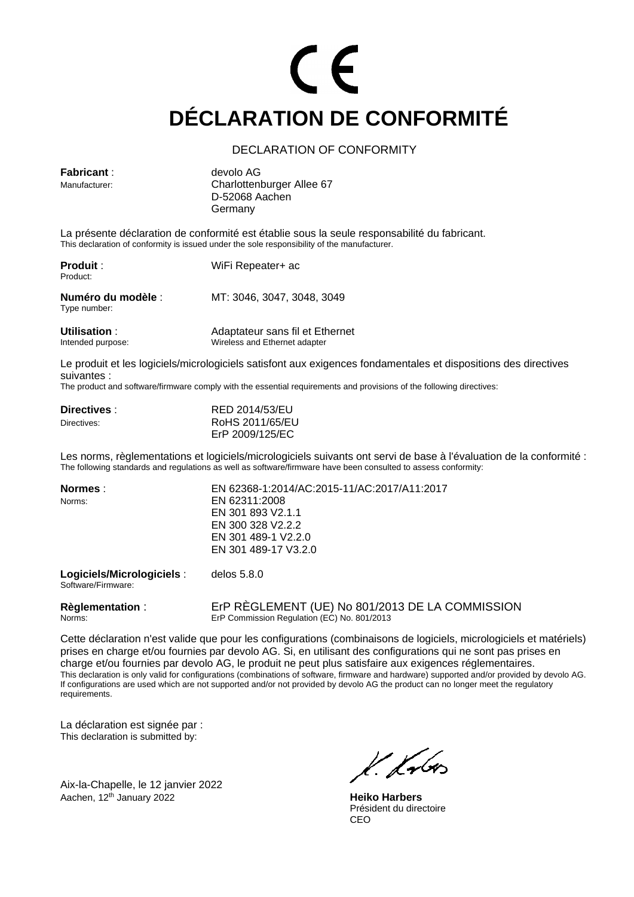CE

# DÉCLARATION DE CONFORMITÉ

DECLARATION OF CONFORMITY

**Fabricant** :
Manufacturer:

devolo AG
Charlottenburger Allee 67
D-52068 Aachen
Germany

La présente déclaration de conformité est établie sous la seule responsabilité du fabricant.
This declaration of conformity is issued under the sole responsibility of the manufacturer.

**Produit** :
Product:

WiFi Repeater+ ac

**Numéro du modèle** :
Type number:

MT: 3046, 3047, 3048, 3049

**Utilisation** :
Intended purpose:

Adaptateur sans fil et Ethernet
Wireless and Ethernet adapter

Le produit et les logiciels/micrologiciels satisfont aux exigences fondamentales et dispositions des directives suivantes :
The product and software/firmware comply with the essential requirements and provisions of the following directives:

**Directives** :
Directives:

RED 2014/53/EU
RoHS 2011/65/EU
ErP 2009/125/EC

Les norms, règlementations et logiciels/micrologiciels suivants ont servi de base à l'évaluation de la conformité :
The following standards and regulations as well as software/firmware have been consulted to assess conformity:

**Normes** :
Norms:

EN 62368-1:2014/AC:2015-11/AC:2017/A11:2017
EN 62311:2008
EN 301 893 V2.1.1
EN 300 328 V2.2.2
EN 301 489-1 V2.2.0
EN 301 489-17 V3.2.0

**Logiciels/Micrologiciels** :
Software/Firmware:

delos 5.8.0

**Règlementation** :
Norms:

ErP RÈGLEMENT (UE) No 801/2013 DE LA COMMISSION
ErP Commission Regulation (EC) No. 801/2013

Cette déclaration n'est valide que pour les configurations (combinaisons de logiciels, micrologiciels et matériels) prises en charge et/ou fournies par devolo AG. Si, en utilisant des configurations qui ne sont pas prises en charge et/ou fournies par devolo AG, le produit ne peut plus satisfaire aux exigences réglementaires.
This declaration is only valid for configurations (combinations of software, firmware and hardware) supported and/or provided by devolo AG. If configurations are used which are not supported and/or not provided by devolo AG the product can no longer meet the regulatory requirements.

La déclaration est signée par :
This declaration is submitted by:

Aix-la-Chapelle, le 12 janvier 2022
Aachen, 12th January 2022

**Heiko Harbers**
Président du directoire
CEO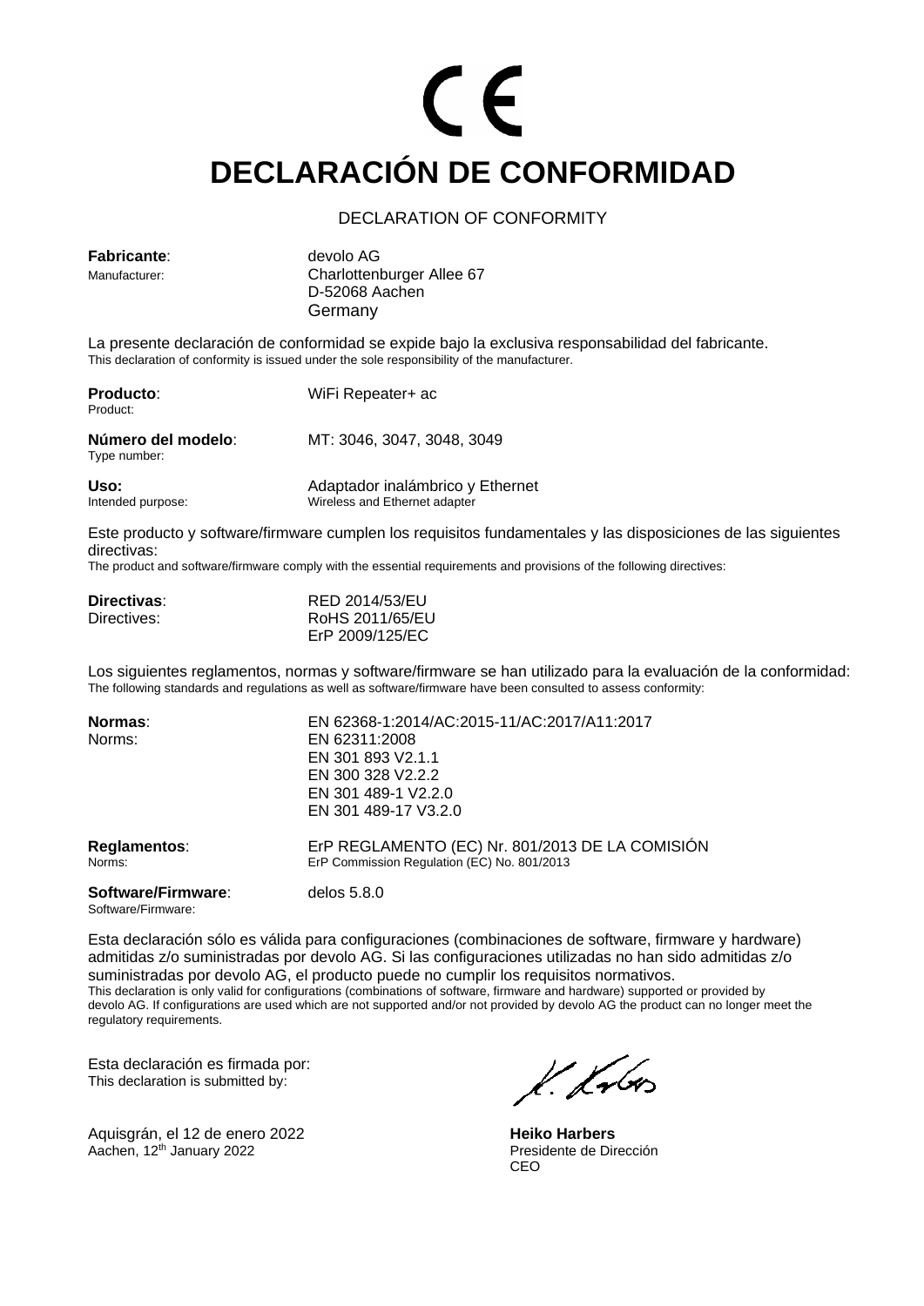CE

# DECLARACIÓN DE CONFORMIDAD

DECLARATION OF CONFORMITY

**Fabricante**:
Manufacturer:

devolo AG
Charlottenburger Allee 67
D-52068 Aachen
Germany

La presente declaración de conformidad se expide bajo la exclusiva responsabilidad del fabricante.
This declaration of conformity is issued under the sole responsibility of the manufacturer.

**Producto**: WiFi Repeater+ ac
Product:

**Número del modelo**: MT: 3046, 3047, 3048, 3049
Type number:

**Uso:** Adaptador inalámbrico y Ethernet
Intended purpose: Wireless and Ethernet adapter

Este producto y software/firmware cumplen los requisitos fundamentales y las disposiciones de las siguientes directivas:
The product and software/firmware comply with the essential requirements and provisions of the following directives:

**Directivas**:
Directives:

RED 2014/53/EU
RoHS 2011/65/EU
ErP 2009/125/EC

Los siguientes reglamentos, normas y software/firmware se han utilizado para la evaluación de la conformidad:
The following standards and regulations as well as software/firmware have been consulted to assess conformity:

**Normas**:
Norms:

EN 62368-1:2014/AC:2015-11/AC:2017/A11:2017
EN 62311:2008
EN 301 893 V2.1.1
EN 300 328 V2.2.2
EN 301 489-1 V2.2.0
EN 301 489-17 V3.2.0

**Reglamentos**: ErP REGLAMENTO (EC) Nr. 801/2013 DE LA COMISIÓN
Norms: ErP Commission Regulation (EC) No. 801/2013

**Software/Firmware**: delos 5.8.0
Software/Firmware:

Esta declaración sólo es válida para configuraciones (combinaciones de software, firmware y hardware) admitidas z/o suministradas por devolo AG. Si las configuraciones utilizadas no han sido admitidas z/o suministradas por devolo AG, el producto puede no cumplir los requisitos normativos.
This declaration is only valid for configurations (combinations of software, firmware and hardware) supported or provided by devolo AG. If configurations are used which are not supported and/or not provided by devolo AG the product can no longer meet the regulatory requirements.

Esta declaración es firmada por:
This declaration is submitted by:

Aquisgrán, el 12 de enero 2022
Aachen, 12th January 2022

**Heiko Harbers**
Presidente de Dirección
CEO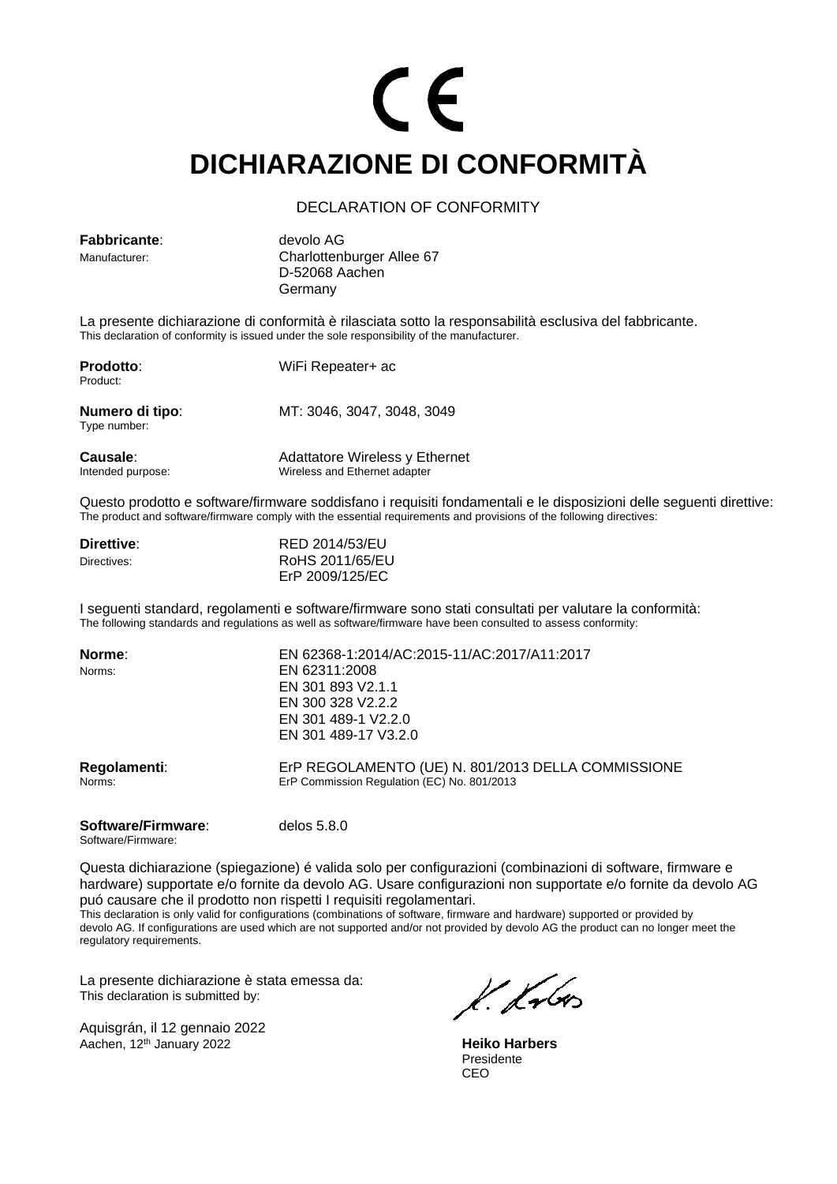CE

# DICHIARAZIONE DI CONFORMITÀ

DECLARATION OF CONFORMITY

**Fabbricante**:
Manufacturer:

devolo AG
Charlottenburger Allee 67
D-52068 Aachen
Germany

La presente dichiarazione di conformità è rilasciata sotto la responsabilità esclusiva del fabbricante.
This declaration of conformity is issued under the sole responsibility of the manufacturer.

**Prodotto**:
Product:

WiFi Repeater+ ac

**Numero di tipo**:
Type number:

MT: 3046, 3047, 3048, 3049

**Causale**:
Intended purpose:

Adattatore Wireless y Ethernet
Wireless and Ethernet adapter

Questo prodotto e software/firmware soddisfano i requisiti fondamentali e le disposizioni delle seguenti direttive:
The product and software/firmware comply with the essential requirements and provisions of the following directives:

**Direttive**:
Directives:

RED 2014/53/EU
RoHS 2011/65/EU
ErP 2009/125/EC

I seguenti standard, regolamenti e software/firmware sono stati consultati per valutare la conformità:
The following standards and regulations as well as software/firmware have been consulted to assess conformity:

**Norme**:
Norms:

EN 62368-1:2014/AC:2015-11/AC:2017/A11:2017
EN 62311:2008
EN 301 893 V2.1.1
EN 300 328 V2.2.2
EN 301 489-1 V2.2.0
EN 301 489-17 V3.2.0

**Regolamenti**:
Norms:

ErP REGOLAMENTO (UE) N. 801/2013 DELLA COMMISSIONE
ErP Commission Regulation (EC) No. 801/2013

**Software/Firmware**:
Software/Firmware:

delos 5.8.0

Questa dichiarazione (spiegazione) é valida solo per configurazioni (combinazioni di software, firmware e hardware) supportate e/o fornite da devolo AG. Usare configurazioni non supportate e/o fornite da devolo AG puó causare che il prodotto non rispetti I requisiti regolamentari.
This declaration is only valid for configurations (combinations of software, firmware and hardware) supported or provided by devolo AG. If configurations are used which are not supported and/or not provided by devolo AG the product can no longer meet the regulatory requirements.

La presente dichiarazione è stata emessa da:
This declaration is submitted by:

Aquisgrán, il 12 gennaio 2022
Aachen, 12th January 2022

**Heiko Harbers**
Presidente
CEO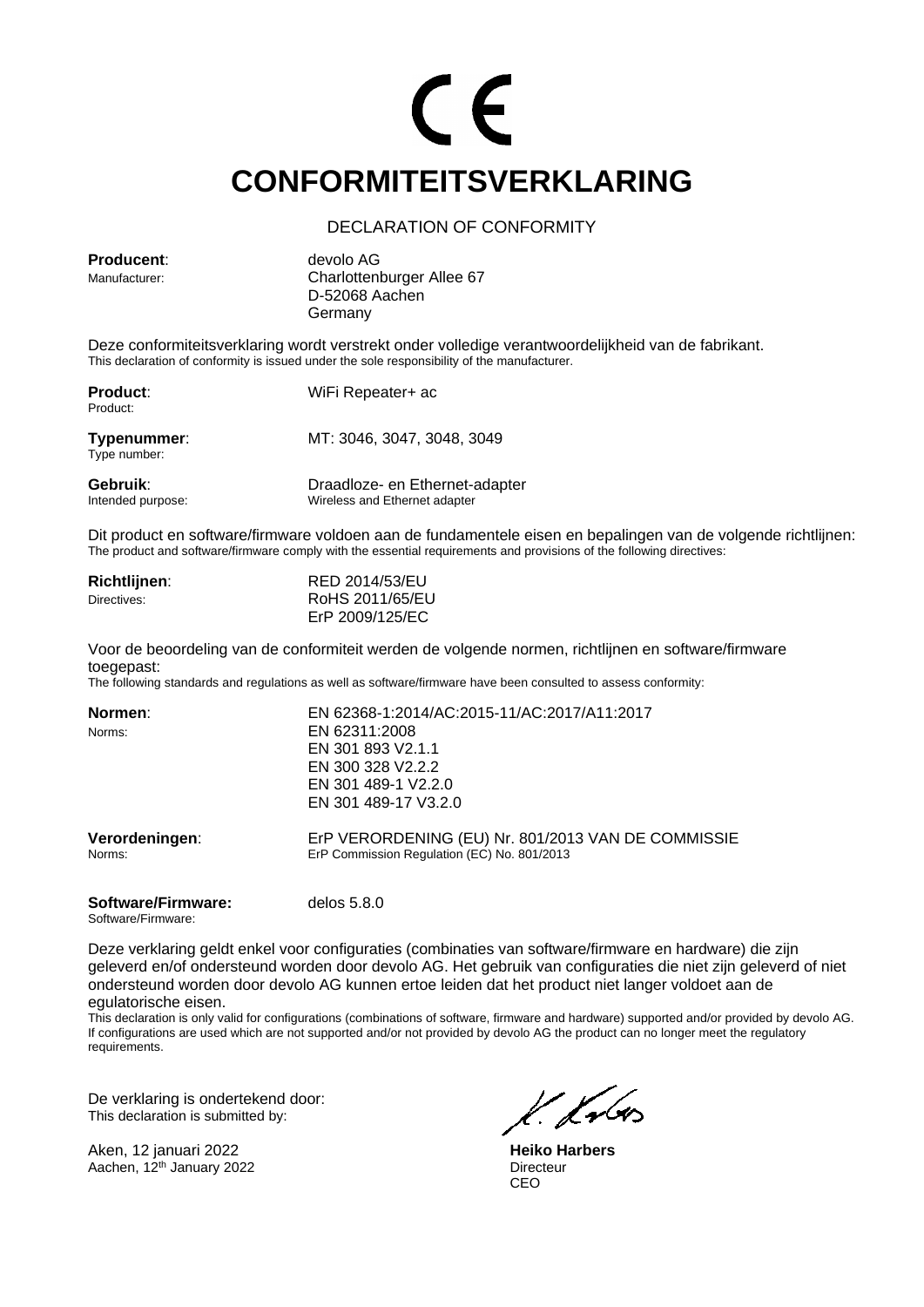CE

# CONFORMITEITSVERKLARING

DECLARATION OF CONFORMITY

**Producent**:
Manufacturer:

devolo AG
Charlottenburger Allee 67
D-52068 Aachen
Germany

Deze conformiteitsverklaring wordt verstrekt onder volledige verantwoordelijkheid van de fabrikant.
This declaration of conformity is issued under the sole responsibility of the manufacturer.

**Product**:
Product:

WiFi Repeater+ ac

**Typenummer**:
Type number:

MT: 3046, 3047, 3048, 3049

**Gebruik**:
Intended purpose:

Draadloze- en Ethernet-adapter
Wireless and Ethernet adapter

Dit product en software/firmware voldoen aan de fundamentele eisen en bepalingen van de volgende richtlijnen:
The product and software/firmware comply with the essential requirements and provisions of the following directives:

**Richtlijnen**:
Directives:

RED 2014/53/EU
RoHS 2011/65/EU
ErP 2009/125/EC

Voor de beoordeling van de conformiteit werden de volgende normen, richtlijnen en software/firmware toegepast:
The following standards and regulations as well as software/firmware have been consulted to assess conformity:

**Normen**:
Norms:

EN 62368-1:2014/AC:2015-11/AC:2017/A11:2017
EN 62311:2008
EN 301 893 V2.1.1
EN 300 328 V2.2.2
EN 301 489-1 V2.2.0
EN 301 489-17 V3.2.0

**Verordeningen**:
Norms:

ErP VERORDENING (EU) Nr. 801/2013 VAN DE COMMISSIE
ErP Commission Regulation (EC) No. 801/2013

**Software/Firmware:**
Software/Firmware:

delos 5.8.0

Deze verklaring geldt enkel voor configuraties (combinaties van software/firmware en hardware) die zijn geleverd en/of ondersteund worden door devolo AG. Het gebruik van configuraties die niet zijn geleverd of niet ondersteund worden door devolo AG kunnen ertoe leiden dat het product niet langer voldoet aan de egulatorische eisen.
This declaration is only valid for configurations (combinations of software, firmware and hardware) supported and/or provided by devolo AG. If configurations are used which are not supported and/or not provided by devolo AG the product can no longer meet the regulatory requirements.

De verklaring is ondertekend door:
This declaration is submitted by:

Aken, 12 januari 2022
Aachen, 12th January 2022

**Heiko Harbers**
Directeur
CEO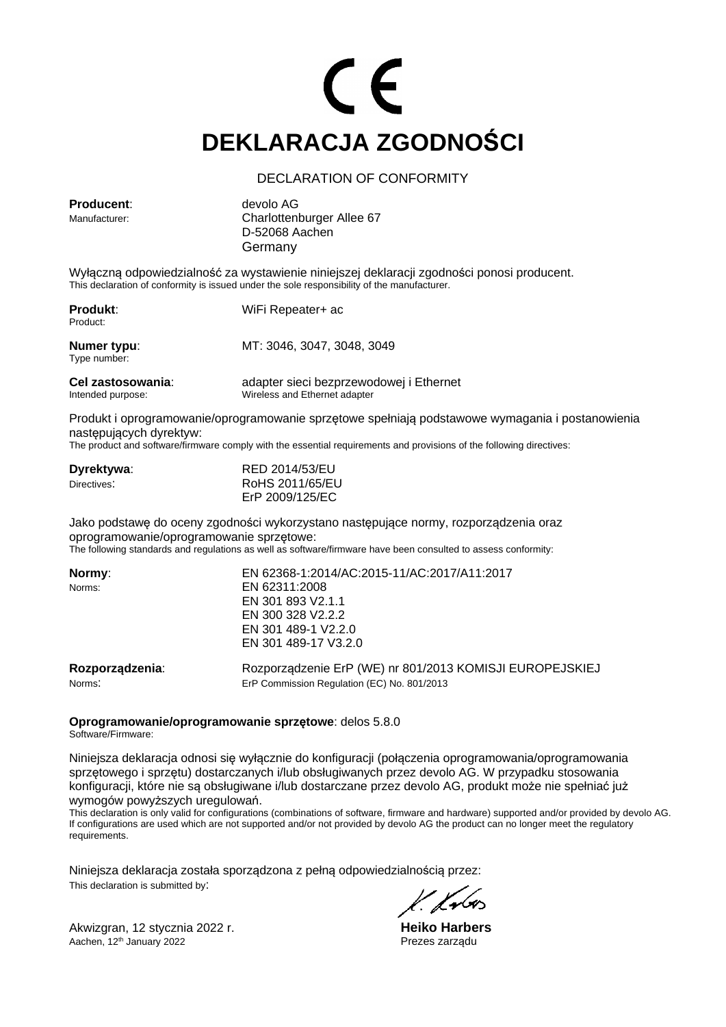CE

# DEKLARACJA ZGODNOŚCI

DECLARATION OF CONFORMITY

**Producent**:
Manufacturer:

devolo AG
Charlottenburger Allee 67
D-52068 Aachen
Germany

Wyłączną odpowiedzialność za wystawienie niniejszej deklaracji zgodności ponosi producent.
This declaration of conformity is issued under the sole responsibility of the manufacturer.

**Produkt**:
Product:

WiFi Repeater+ ac

**Numer typu**:
Type number:

MT: 3046, 3047, 3048, 3049

**Cel zastosowania**:
Intended purpose:

adapter sieci bezprzewodowej i Ethernet
Wireless and Ethernet adapter

Produkt i oprogramowanie/oprogramowanie sprzętowe spełniają podstawowe wymagania i postanowienia następujących dyrektyw:
The product and software/firmware comply with the essential requirements and provisions of the following directives:

**Dyrektywa**:
Directives:

RED 2014/53/EU
RoHS 2011/65/EU
ErP 2009/125/EC

Jako podstawę do oceny zgodności wykorzystano następujące normy, rozporządzenia oraz oprogramowanie/oprogramowanie sprzętowe:
The following standards and regulations as well as software/firmware have been consulted to assess conformity:

**Normy**:
Norms:

EN 62368-1:2014/AC:2015-11/AC:2017/A11:2017
EN 62311:2008
EN 301 893 V2.1.1
EN 300 328 V2.2.2
EN 301 489-1 V2.2.0
EN 301 489-17 V3.2.0

**Rozporządzenia**:
Norms:

Rozporządzenie ErP (WE) nr 801/2013 KOMISJI EUROPEJSKIEJ
ErP Commission Regulation (EC) No. 801/2013

**Oprogramowanie/oprogramowanie sprzętowe**: delos 5.8.0
Software/Firmware:

Niniejsza deklaracja odnosi się wyłącznie do konfiguracji (połączenia oprogramowania/oprogramowania sprzętowego i sprzętu) dostarczanych i/lub obsługiwanych przez devolo AG. W przypadku stosowania konfiguracji, które nie są obsługiwane i/lub dostarczane przez devolo AG, produkt może nie spełniać już wymogów powyższych uregulowań.
This declaration is only valid for configurations (combinations of software, firmware and hardware) supported and/or provided by devolo AG. If configurations are used which are not supported and/or not provided by devolo AG the product can no longer meet the regulatory requirements.

Niniejsza deklaracja została sporządzona z pełną odpowiedzialnością przez:
This declaration is submitted by:

Akwizgran, 12 stycznia 2022 r.
Aachen, 12th January 2022

**Heiko Harbers**
Prezes zarządu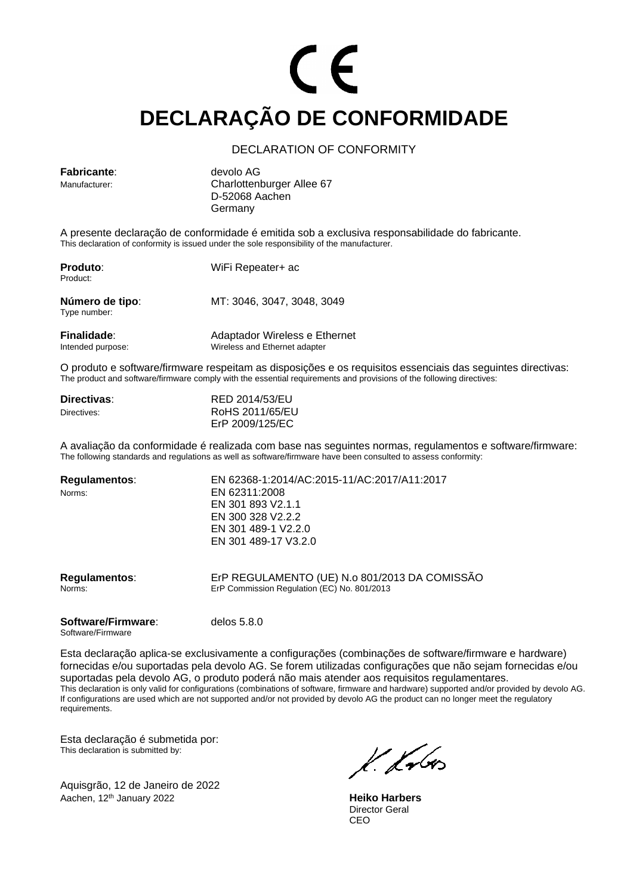CE

# DECLARAÇÃO DE CONFORMIDADE

DECLARATION OF CONFORMITY

**Fabricante**: devolo AG
Manufacturer: Charlottenburger Allee 67
D-52068 Aachen
Germany

A presente declaração de conformidade é emitida sob a exclusiva responsabilidade do fabricante.
This declaration of conformity is issued under the sole responsibility of the manufacturer.

**Produto**: WiFi Repeater+ ac
Product:

**Número de tipo**: MT: 3046, 3047, 3048, 3049
Type number:

**Finalidade**: Adaptador Wireless e Ethernet
Intended purpose: Wireless and Ethernet adapter

O produto e software/firmware respeitam as disposições e os requisitos essenciais das seguintes directivas:
The product and software/firmware comply with the essential requirements and provisions of the following directives:

**Directivas**: RED 2014/53/EU
Directives: RoHS 2011/65/EU
ErP 2009/125/EC

A avaliação da conformidade é realizada com base nas seguintes normas, regulamentos e software/firmware:
The following standards and regulations as well as software/firmware have been consulted to assess conformity:

**Regulamentos**: EN 62368-1:2014/AC:2015-11/AC:2017/A11:2017
Norms: EN 62311:2008
EN 301 893 V2.1.1
EN 300 328 V2.2.2
EN 301 489-1 V2.2.0
EN 301 489-17 V3.2.0

**Regulamentos**: ErP REGULAMENTO (UE) N.o 801/2013 DA COMISSÃO
Norms: ErP Commission Regulation (EC) No. 801/2013

**Software/Firmware**: delos 5.8.0
Software/Firmware

Esta declaração aplica-se exclusivamente a configurações (combinações de software/firmware e hardware) fornecidas e/ou suportadas pela devolo AG. Se forem utilizadas configurações que não sejam fornecidas e/ou suportadas pela devolo AG, o produto poderá não mais atender aos requisitos regulamentares.
This declaration is only valid for configurations (combinations of software, firmware and hardware) supported and/or provided by devolo AG. If configurations are used which are not supported and/or not provided by devolo AG the product can no longer meet the regulatory requirements.

Esta declaração é submetida por:
This declaration is submitted by:

Aquisgrão, 12 de Janeiro de 2022
Aachen, 12th January 2022

**Heiko Harbers**
Director Geral
CEO